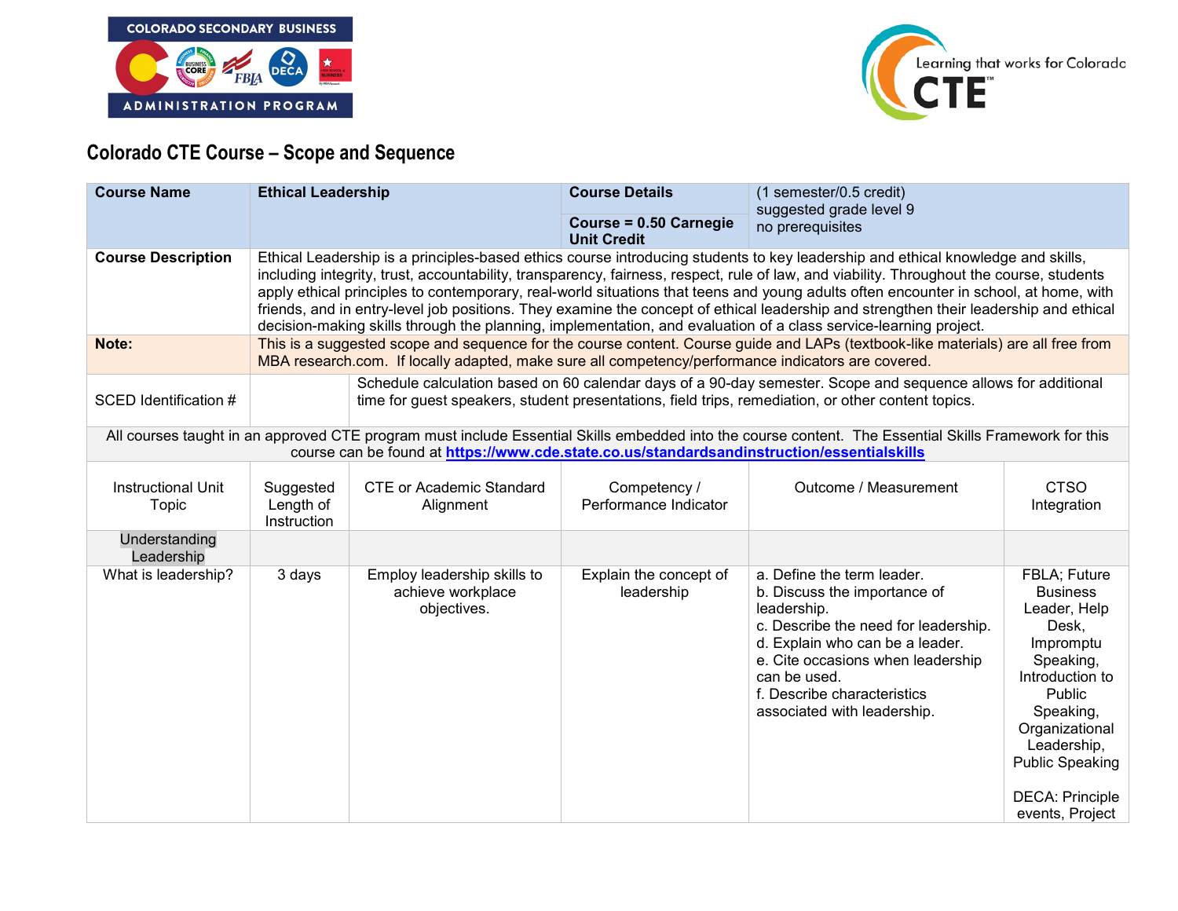## Colorado CTE Course – Scope and Sequence

| **Course Name** | **Ethical Leadership** | **Course Details** | (1 semester/0.5 credit) |
|---|---|---|---|
| | | **Course = 0.50 Carnegie Unit Credit** | suggested grade level 9<br>no prerequisites |
| **Course Description** | Ethical Leadership is a principles-based ethics course introducing students to key leadership and ethical knowledge and skills, including integrity, trust, accountability, transparency, fairness, respect, rule of law, and viability. Throughout the course, students apply ethical principles to contemporary, real-world situations that teens and young adults often encounter in school, at home, with friends, and in entry-level job positions. They examine the concept of ethical leadership and strengthen their leadership and ethical decision-making skills through the planning, implementation, and evaluation of a class service-learning project. | | |
| **Note:** | This is a suggested scope and sequence for the course content. Course guide and LAPs (textbook-like materials) are all free from MBA research.com. If locally adapted, make sure all competency/performance indicators are covered. | | |
| SCED Identification # | | Schedule calculation based on 60 calendar days of a 90-day semester. Scope and sequence allows for additional time for guest speakers, student presentations, field trips, remediation, or other content topics. | |

All courses taught in an approved CTE program must include Essential Skills embedded into the course content. The Essential Skills Framework for this course can be found at [https://www.cde.state.co.us/standardsandinstruction/essentialskills](https://www.cde.state.co.us/standardsandinstruction/essentialskills)

| Instructional Unit Topic | Suggested Length of Instruction | CTE or Academic Standard Alignment | Competency / Performance Indicator | Outcome / Measurement | CTSO Integration |
|---|---|---|---|---|---|
| Understanding Leadership | | | | | |
| What is leadership? | 3 days | Employ leadership skills to achieve workplace objectives. | Explain the concept of leadership | a. Define the term leader.<br>b. Discuss the importance of leadership.<br>c. Describe the need for leadership.<br>d. Explain who can be a leader.<br>e. Cite occasions when leadership can be used.<br>f. Describe characteristics associated with leadership. | FBLA; Future Business Leader, Help Desk, Impromptu Speaking, Introduction to Public Speaking, Organizational Leadership, Public Speaking<br><br>DECA: Principle events, Project |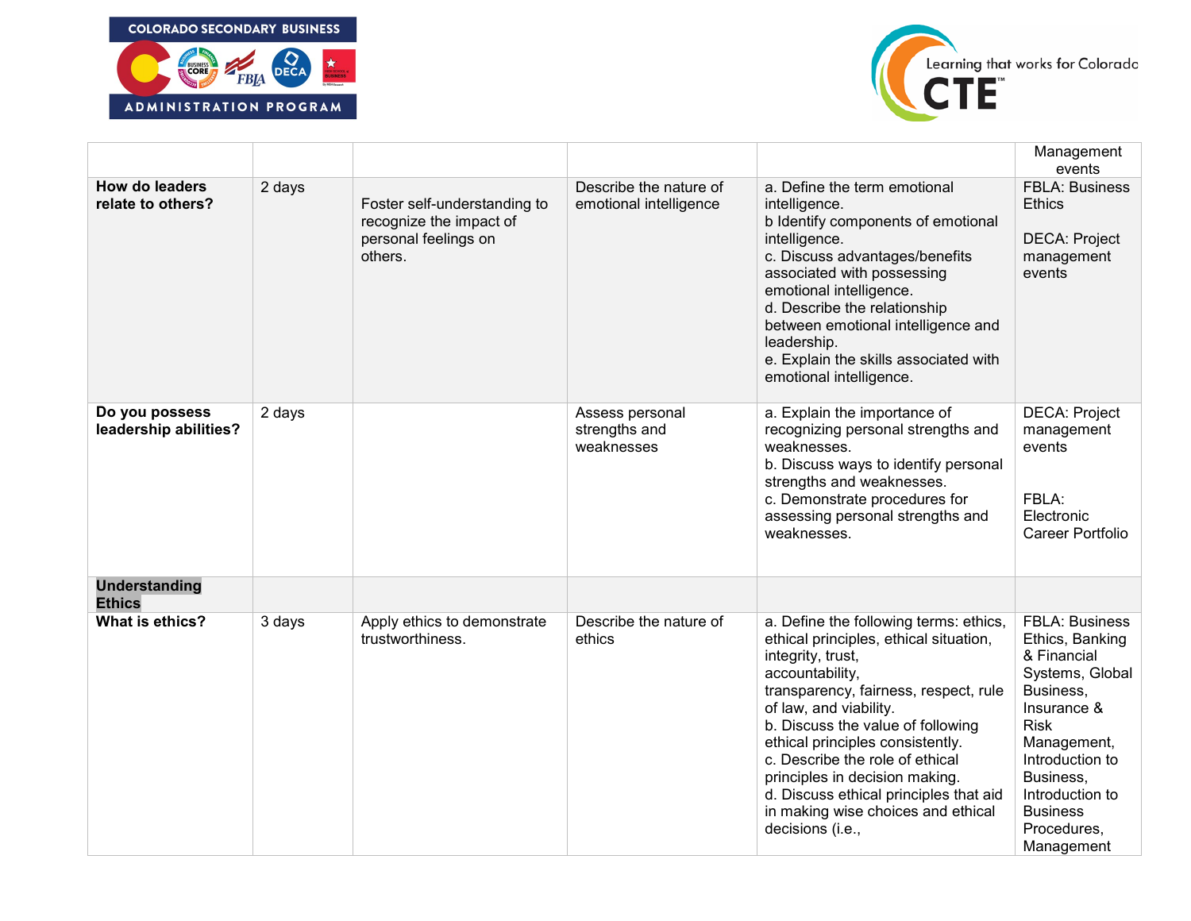| | | | | | Management events |
|---|---|---|---|---|---|
| **How do leaders relate to others?** | 2 days | Foster self-understanding to recognize the impact of personal feelings on others. | Describe the nature of emotional intelligence | a. Define the term emotional intelligence.<br>b Identify components of emotional intelligence.<br>c. Discuss advantages/benefits associated with possessing emotional intelligence.<br>d. Describe the relationship between emotional intelligence and leadership.<br>e. Explain the skills associated with emotional intelligence. | FBLA: Business Ethics<br><br>DECA: Project management events |
| **Do you possess leadership abilities?** | 2 days | | Assess personal strengths and weaknesses | a. Explain the importance of recognizing personal strengths and weaknesses.<br>b. Discuss ways to identify personal strengths and weaknesses.<br>c. Demonstrate procedures for assessing personal strengths and weaknesses. | DECA: Project management events<br><br>FBLA: Electronic Career Portfolio |
| **Understanding Ethics** | | | | | |
| **What is ethics?** | 3 days | Apply ethics to demonstrate trustworthiness. | Describe the nature of ethics | a. Define the following terms: ethics, ethical principles, ethical situation, integrity, trust, accountability, transparency, fairness, respect, rule of law, and viability.<br>b. Discuss the value of following ethical principles consistently.<br>c. Describe the role of ethical principles in decision making.<br>d. Discuss ethical principles that aid in making wise choices and ethical decisions (i.e., | FBLA: Business Ethics, Banking & Financial Systems, Global Business, Insurance & Risk Management, Introduction to Business, Introduction to Business Procedures, Management |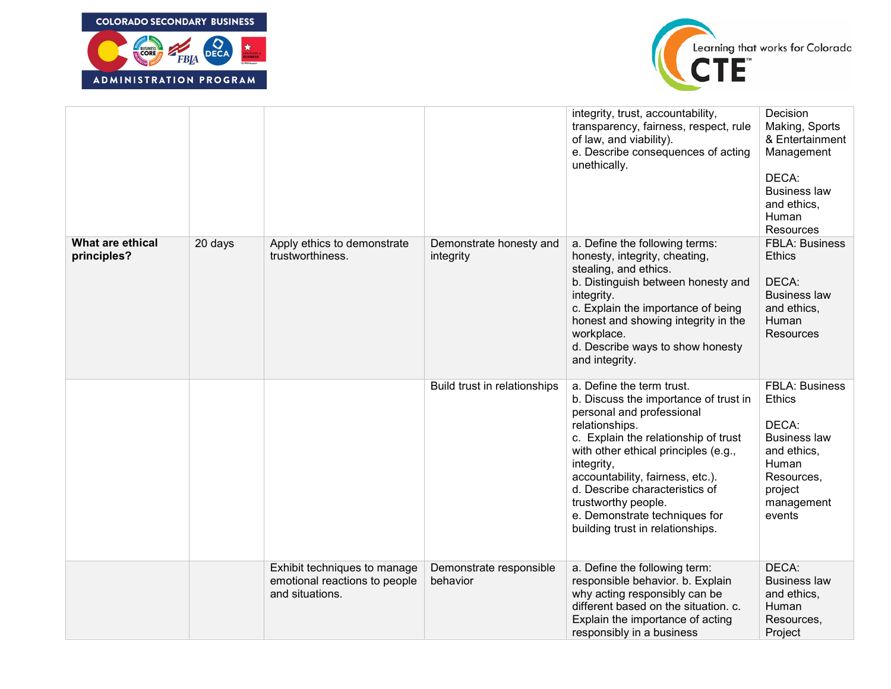| | | | | | |
|---|---|---|---|---|---|
| | | | | integrity, trust, accountability, transparency, fairness, respect, rule of law, and viability).<br>e. Describe consequences of acting unethically. | Decision Making, Sports & Entertainment Management<br><br>DECA: Business law and ethics, Human Resources |
| **What are ethical principles?** | 20 days | Apply ethics to demonstrate trustworthiness. | Demonstrate honesty and integrity | a. Define the following terms: honesty, integrity, cheating, stealing, and ethics.<br>b. Distinguish between honesty and integrity.<br>c. Explain the importance of being honest and showing integrity in the workplace.<br>d. Describe ways to show honesty and integrity. | FBLA: Business Ethics<br><br>DECA: Business law and ethics, Human Resources |
| | | | Build trust in relationships | a. Define the term trust.<br>b. Discuss the importance of trust in personal and professional relationships.<br>c. Explain the relationship of trust with other ethical principles (e.g., integrity, accountability, fairness, etc.).<br>d. Describe characteristics of trustworthy people.<br>e. Demonstrate techniques for building trust in relationships. | FBLA: Business Ethics<br><br>DECA: Business law and ethics, Human Resources, project management events |
| | | Exhibit techniques to manage emotional reactions to people and situations. | Demonstrate responsible behavior | a. Define the following term: responsible behavior. b. Explain why acting responsibly can be different based on the situation. c. Explain the importance of acting responsibly in a business | DECA: Business law and ethics, Human Resources, Project |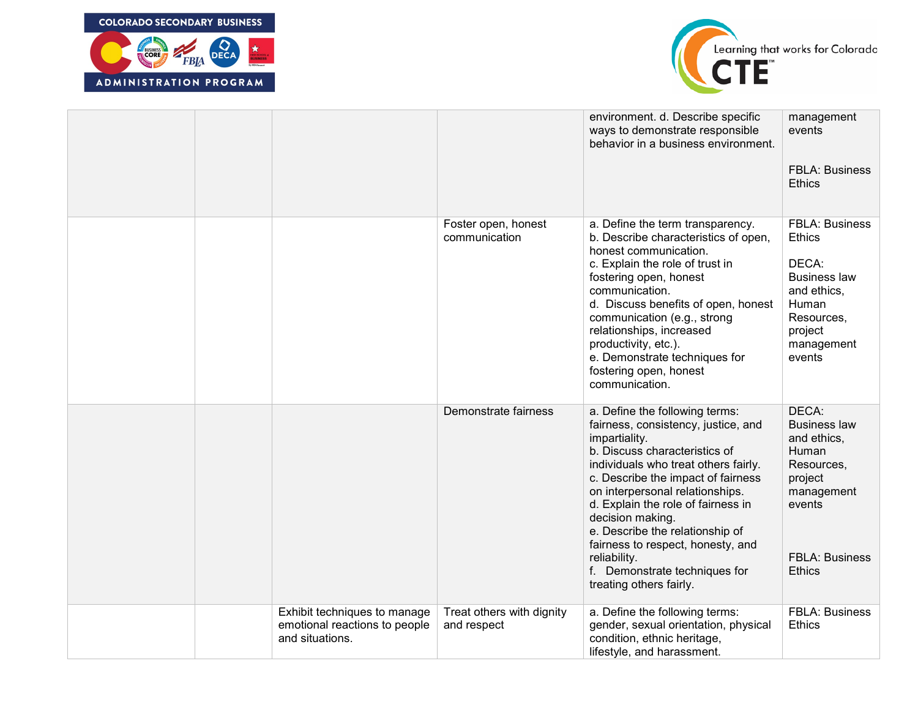| | | | | | |
|---|---|---|---|---|---|
| | | | | environment. d. Describe specific ways to demonstrate responsible behavior in a business environment. | management events<br><br>FBLA: Business Ethics |
| | | | Foster open, honest communication | a. Define the term transparency.<br>b. Describe characteristics of open, honest communication.<br>c. Explain the role of trust in fostering open, honest communication.<br>d. Discuss benefits of open, honest communication (e.g., strong relationships, increased productivity, etc.).<br>e. Demonstrate techniques for fostering open, honest communication. | FBLA: Business Ethics<br><br>DECA: Business law and ethics, Human Resources, project management events |
| | | | Demonstrate fairness | a. Define the following terms: fairness, consistency, justice, and impartiality.<br>b. Discuss characteristics of individuals who treat others fairly.<br>c. Describe the impact of fairness on interpersonal relationships.<br>d. Explain the role of fairness in decision making.<br>e. Describe the relationship of fairness to respect, honesty, and reliability.<br>f. Demonstrate techniques for treating others fairly. | DECA: Business law and ethics, Human Resources, project management events<br><br>FBLA: Business Ethics |
| | | Exhibit techniques to manage emotional reactions to people and situations. | Treat others with dignity and respect | a. Define the following terms: gender, sexual orientation, physical condition, ethnic heritage, lifestyle, and harassment. | FBLA: Business Ethics |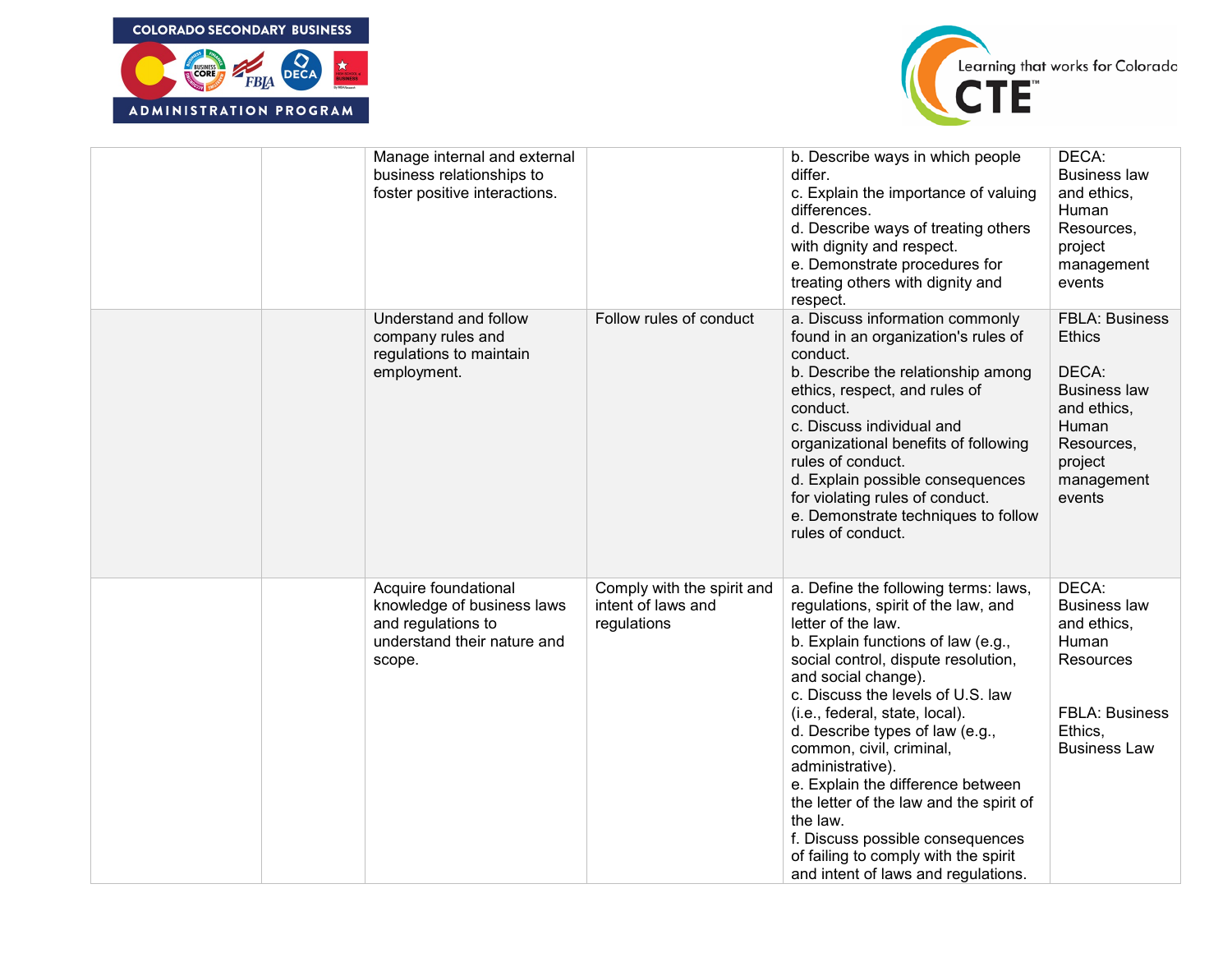| | | | | | |
|---|---|---|---|---|---|
| | | Manage internal and external business relationships to foster positive interactions. | | b. Describe ways in which people differ.<br>c. Explain the importance of valuing differences.<br>d. Describe ways of treating others with dignity and respect.<br>e. Demonstrate procedures for treating others with dignity and respect. | DECA: Business law and ethics, Human Resources, project management events |
| | | Understand and follow company rules and regulations to maintain employment. | Follow rules of conduct | a. Discuss information commonly found in an organization's rules of conduct.<br>b. Describe the relationship among ethics, respect, and rules of conduct.<br>c. Discuss individual and organizational benefits of following rules of conduct.<br>d. Explain possible consequences for violating rules of conduct.<br>e. Demonstrate techniques to follow rules of conduct. | FBLA: Business Ethics<br><br>DECA: Business law and ethics, Human Resources, project management events |
| | | Acquire foundational knowledge of business laws and regulations to understand their nature and scope. | Comply with the spirit and intent of laws and regulations | a. Define the following terms: laws, regulations, spirit of the law, and letter of the law.<br>b. Explain functions of law (e.g., social control, dispute resolution, and social change).<br>c. Discuss the levels of U.S. law (i.e., federal, state, local).<br>d. Describe types of law (e.g., common, civil, criminal, administrative).<br>e. Explain the difference between the letter of the law and the spirit of the law.<br>f. Discuss possible consequences of failing to comply with the spirit and intent of laws and regulations. | DECA: Business law and ethics, Human Resources<br><br>FBLA: Business Ethics, Business Law |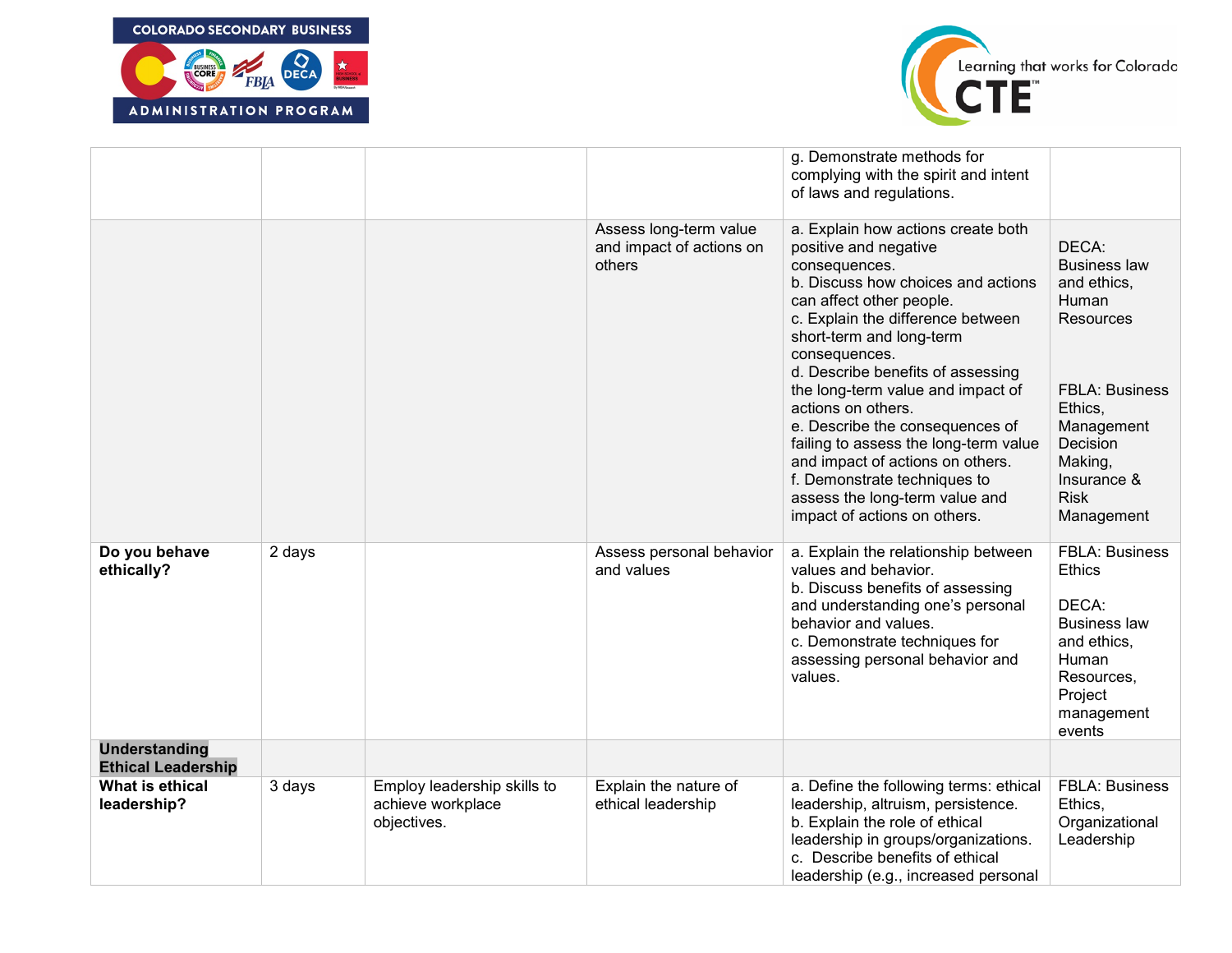| | | | | | |
|---|---|---|---|---|---|
| | | | | g. Demonstrate methods for complying with the spirit and intent of laws and regulations. | |
| | | | Assess long-term value and impact of actions on others | a. Explain how actions create both positive and negative consequences.<br>b. Discuss how choices and actions can affect other people.<br>c. Explain the difference between short-term and long-term consequences.<br>d. Describe benefits of assessing the long-term value and impact of actions on others.<br>e. Describe the consequences of failing to assess the long-term value and impact of actions on others.<br>f. Demonstrate techniques to assess the long-term value and impact of actions on others. | DECA: Business law and ethics, Human Resources<br><br>FBLA: Business Ethics, Management Decision Making, Insurance & Risk Management |
| **Do you behave ethically?** | 2 days | | Assess personal behavior and values | a. Explain the relationship between values and behavior.<br>b. Discuss benefits of assessing and understanding one's personal behavior and values.<br>c. Demonstrate techniques for assessing personal behavior and values. | FBLA: Business Ethics<br><br>DECA: Business law and ethics, Human Resources, Project management events |
| **Understanding Ethical Leadership** | | | | | |
| **What is ethical leadership?** | 3 days | Employ leadership skills to achieve workplace objectives. | Explain the nature of ethical leadership | a. Define the following terms: ethical leadership, altruism, persistence.<br>b. Explain the role of ethical leadership in groups/organizations.<br>c. Describe benefits of ethical leadership (e.g., increased personal | FBLA: Business Ethics, Organizational Leadership |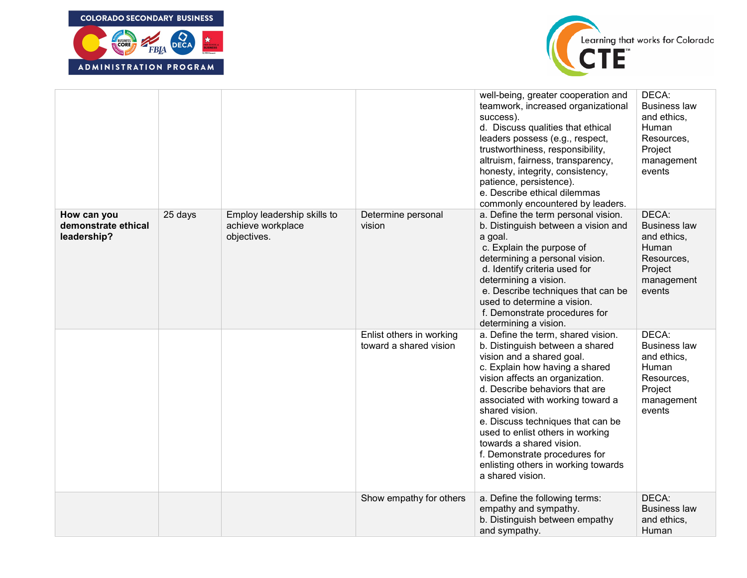| | | | | well-being, greater cooperation and teamwork, increased organizational success).<br>d. Discuss qualities that ethical leaders possess (e.g., respect, trustworthiness, responsibility, altruism, fairness, transparency, honesty, integrity, consistency, patience, persistence).<br>e. Describe ethical dilemmas commonly encountered by leaders. | DECA: Business law and ethics, Human Resources, Project management events |
|---|---|---|---|---|---|
| **How can you demonstrate ethical leadership?** | 25 days | Employ leadership skills to achieve workplace objectives. | Determine personal vision | a. Define the term personal vision.<br>b. Distinguish between a vision and a goal.<br>c. Explain the purpose of determining a personal vision.<br>d. Identify criteria used for determining a vision.<br>e. Describe techniques that can be used to determine a vision.<br>f. Demonstrate procedures for determining a vision. | DECA: Business law and ethics, Human Resources, Project management events |
| | | | Enlist others in working toward a shared vision | a. Define the term, shared vision.<br>b. Distinguish between a shared vision and a shared goal.<br>c. Explain how having a shared vision affects an organization.<br>d. Describe behaviors that are associated with working toward a shared vision.<br>e. Discuss techniques that can be used to enlist others in working towards a shared vision.<br>f. Demonstrate procedures for enlisting others in working towards a shared vision. | DECA: Business law and ethics, Human Resources, Project management events |
| | | | Show empathy for others | a. Define the following terms: empathy and sympathy.<br>b. Distinguish between empathy and sympathy. | DECA: Business law and ethics, Human |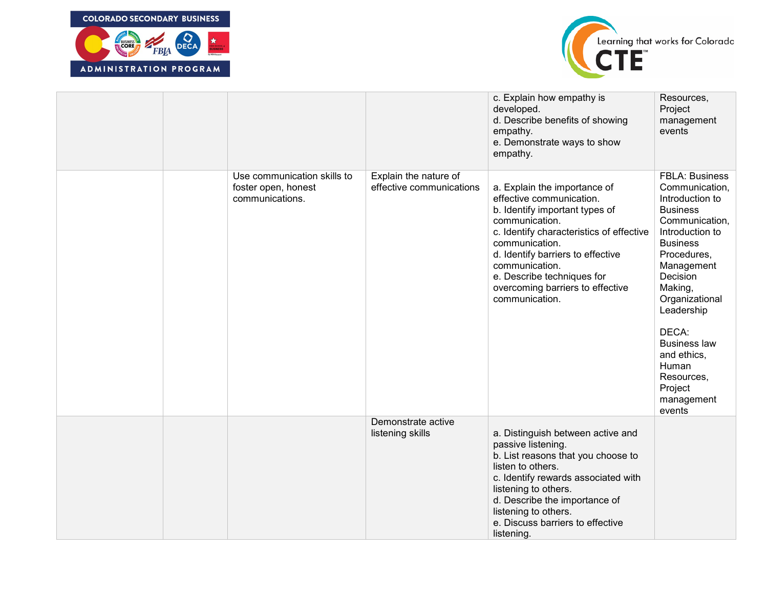| | | | | | |
|---|---|---|---|---|---|
| | | | | c. Explain how empathy is developed.<br>d. Describe benefits of showing empathy.<br>e. Demonstrate ways to show empathy. | Resources, Project management events |
| | | Use communication skills to foster open, honest communications. | Explain the nature of effective communications | a. Explain the importance of effective communication.<br>b. Identify important types of communication.<br>c. Identify characteristics of effective communication.<br>d. Identify barriers to effective communication.<br>e. Describe techniques for overcoming barriers to effective communication. | FBLA: Business Communication, Introduction to Business Communication, Introduction to Business Procedures, Management Decision Making, Organizational Leadership<br><br>DECA: Business law and ethics, Human Resources, Project management events |
| | | | Demonstrate active listening skills | a. Distinguish between active and passive listening.<br>b. List reasons that you choose to listen to others.<br>c. Identify rewards associated with listening to others.<br>d. Describe the importance of listening to others.<br>e. Discuss barriers to effective listening. | |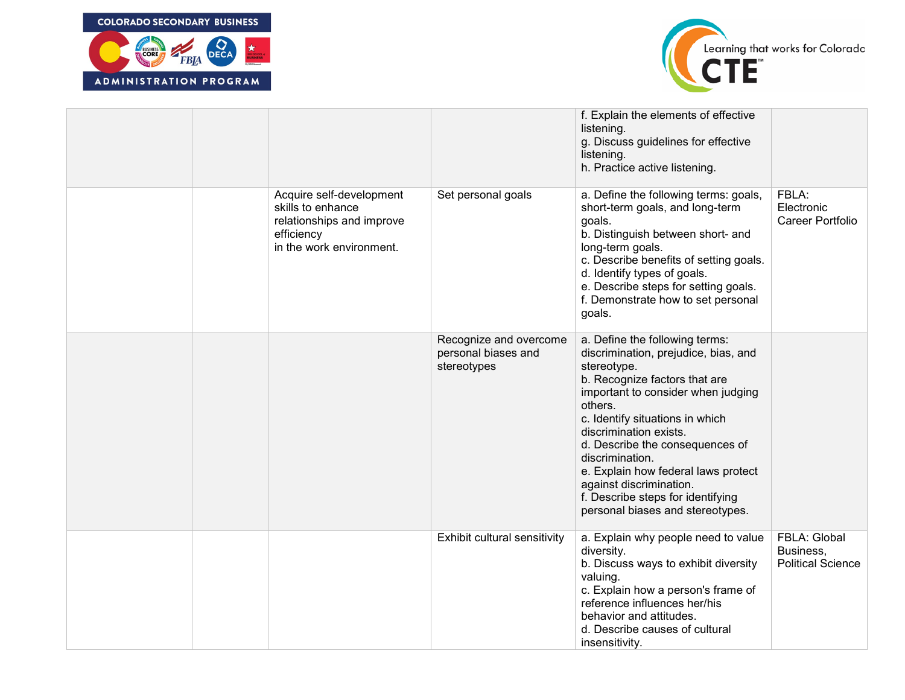| | | | | | |
|---|---|---|---|---|---|
| | | | | f. Explain the elements of effective listening.<br>g. Discuss guidelines for effective listening.<br>h. Practice active listening. | |
| | | Acquire self-development skills to enhance relationships and improve efficiency in the work environment. | Set personal goals | a. Define the following terms: goals, short-term goals, and long-term goals.<br>b. Distinguish between short- and long-term goals.<br>c. Describe benefits of setting goals.<br>d. Identify types of goals.<br>e. Describe steps for setting goals.<br>f. Demonstrate how to set personal goals. | FBLA: Electronic Career Portfolio |
| | | | Recognize and overcome personal biases and stereotypes | a. Define the following terms: discrimination, prejudice, bias, and stereotype.<br>b. Recognize factors that are important to consider when judging others.<br>c. Identify situations in which discrimination exists.<br>d. Describe the consequences of discrimination.<br>e. Explain how federal laws protect against discrimination.<br>f. Describe steps for identifying personal biases and stereotypes. | |
| | | | Exhibit cultural sensitivity | a. Explain why people need to value diversity.<br>b. Discuss ways to exhibit diversity valuing.<br>c. Explain how a person's frame of reference influences her/his behavior and attitudes.<br>d. Describe causes of cultural insensitivity. | FBLA: Global Business, Political Science |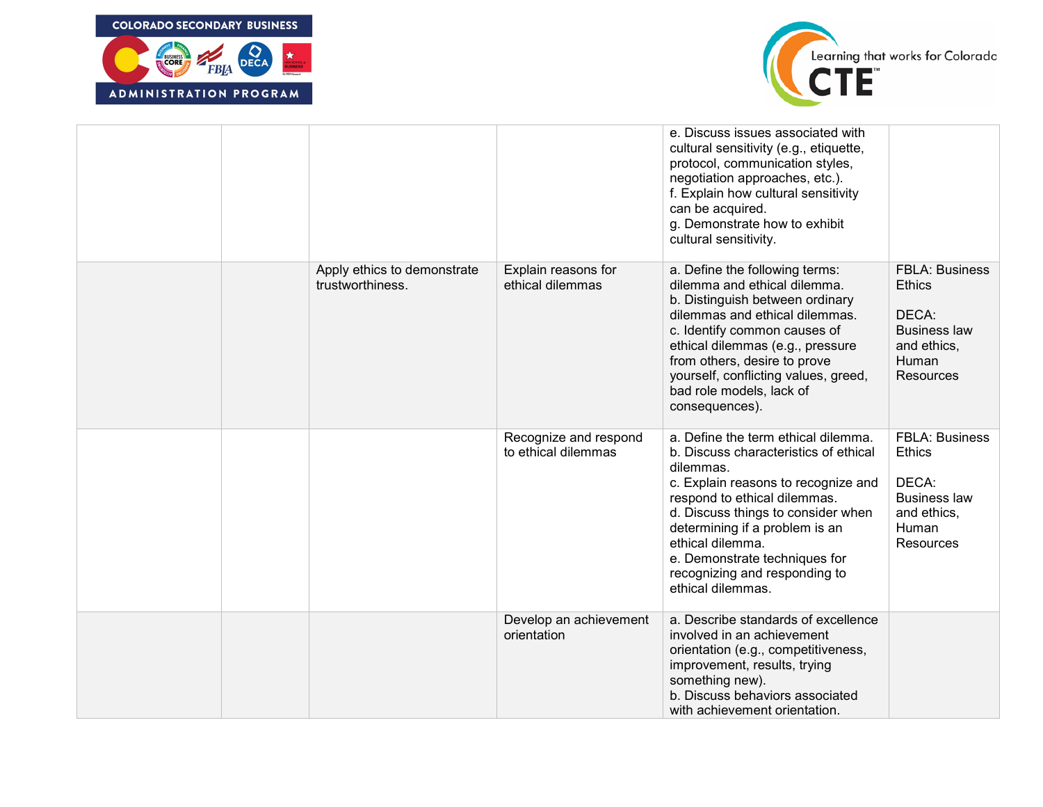| | | | | | |
|---|---|---|---|---|---|
| | | | | e. Discuss issues associated with cultural sensitivity (e.g., etiquette, protocol, communication styles, negotiation approaches, etc.).<br>f. Explain how cultural sensitivity can be acquired.<br>g. Demonstrate how to exhibit cultural sensitivity. | |
| | | Apply ethics to demonstrate trustworthiness. | Explain reasons for ethical dilemmas | a. Define the following terms: dilemma and ethical dilemma.<br>b. Distinguish between ordinary dilemmas and ethical dilemmas.<br>c. Identify common causes of ethical dilemmas (e.g., pressure from others, desire to prove yourself, conflicting values, greed, bad role models, lack of consequences). | FBLA: Business Ethics<br><br>DECA: Business law and ethics, Human Resources |
| | | | Recognize and respond to ethical dilemmas | a. Define the term ethical dilemma.<br>b. Discuss characteristics of ethical dilemmas.<br>c. Explain reasons to recognize and respond to ethical dilemmas.<br>d. Discuss things to consider when determining if a problem is an ethical dilemma.<br>e. Demonstrate techniques for recognizing and responding to ethical dilemmas. | FBLA: Business Ethics<br><br>DECA: Business law and ethics, Human Resources |
| | | | Develop an achievement orientation | a. Describe standards of excellence involved in an achievement orientation (e.g., competitiveness, improvement, results, trying something new).<br>b. Discuss behaviors associated with achievement orientation. | |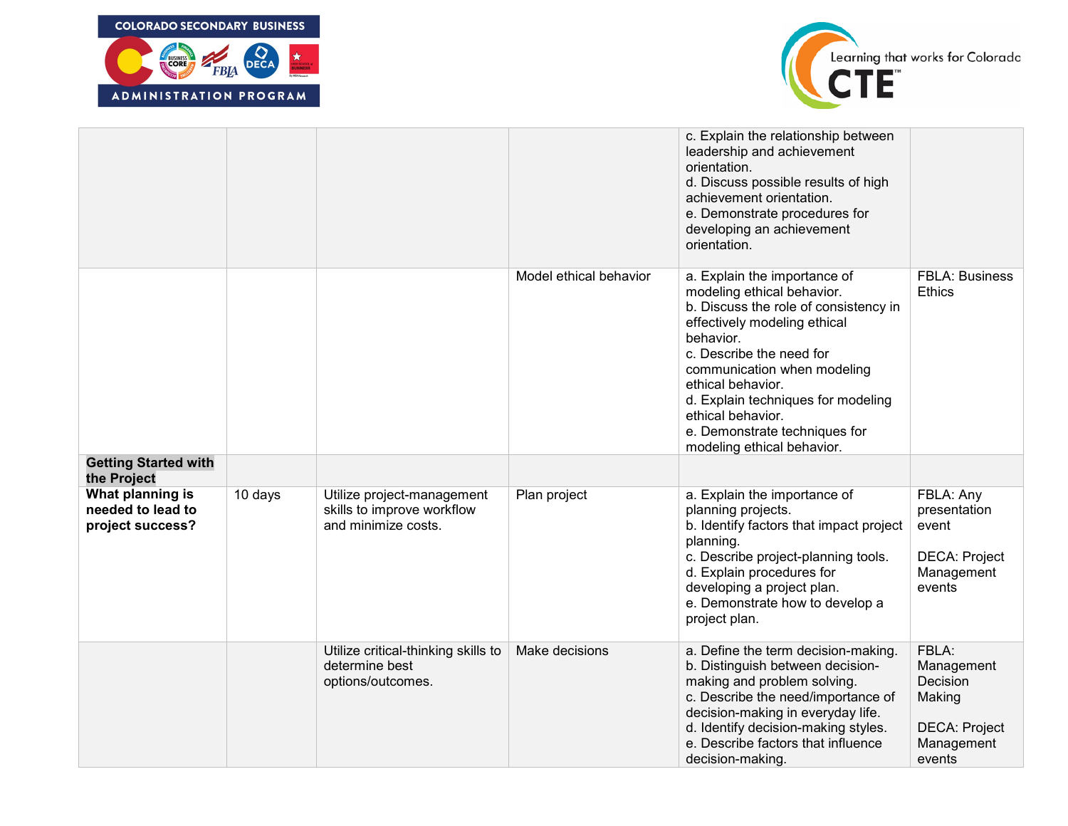| | | | | | |
|---|---|---|---|---|---|
| | | | | c. Explain the relationship between leadership and achievement orientation.<br>d. Discuss possible results of high achievement orientation.<br>e. Demonstrate procedures for developing an achievement orientation. | |
| | | | Model ethical behavior | a. Explain the importance of modeling ethical behavior.<br>b. Discuss the role of consistency in effectively modeling ethical behavior.<br>c. Describe the need for communication when modeling ethical behavior.<br>d. Explain techniques for modeling ethical behavior.<br>e. Demonstrate techniques for modeling ethical behavior. | FBLA: Business Ethics |
| **Getting Started with the Project** | | | | | |
| **What planning is needed to lead to project success?** | 10 days | Utilize project-management skills to improve workflow and minimize costs. | Plan project | a. Explain the importance of planning projects.<br>b. Identify factors that impact project planning.<br>c. Describe project-planning tools.<br>d. Explain procedures for developing a project plan.<br>e. Demonstrate how to develop a project plan. | FBLA: Any presentation event<br><br>DECA: Project Management events |
| | | Utilize critical-thinking skills to determine best options/outcomes. | Make decisions | a. Define the term decision-making.<br>b. Distinguish between decision-making and problem solving.<br>c. Describe the need/importance of decision-making in everyday life.<br>d. Identify decision-making styles.<br>e. Describe factors that influence decision-making. | FBLA: Management Decision Making<br><br>DECA: Project Management events |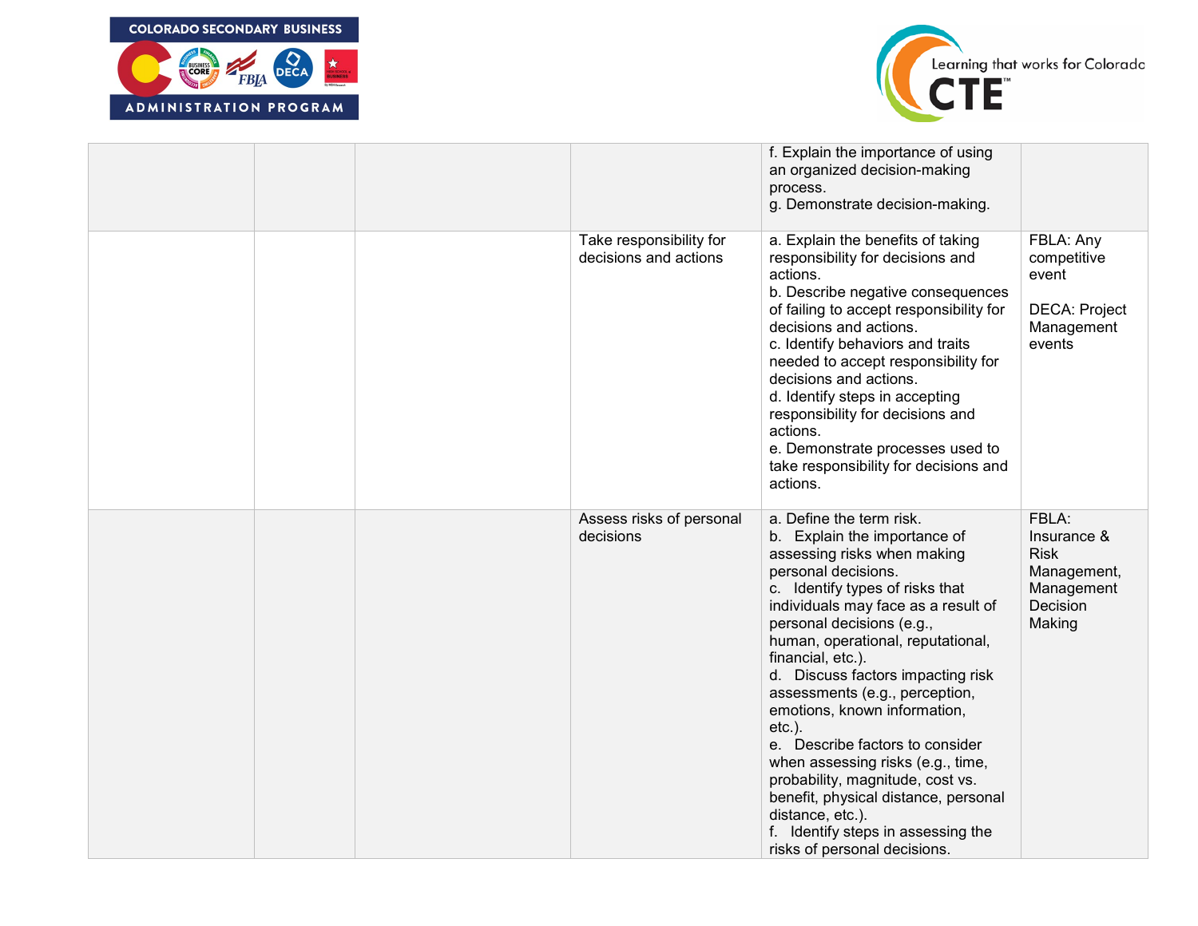| | | | | | |
|---|---|---|---|---|---|
| | | | | f. Explain the importance of using an organized decision-making process.<br>g. Demonstrate decision-making. | |
| | | | Take responsibility for decisions and actions | a. Explain the benefits of taking responsibility for decisions and actions.<br>b. Describe negative consequences of failing to accept responsibility for decisions and actions.<br>c. Identify behaviors and traits needed to accept responsibility for decisions and actions.<br>d. Identify steps in accepting responsibility for decisions and actions.<br>e. Demonstrate processes used to take responsibility for decisions and actions. | FBLA: Any competitive event<br><br>DECA: Project Management events |
| | | | Assess risks of personal decisions | a. Define the term risk.<br>b. Explain the importance of assessing risks when making personal decisions.<br>c. Identify types of risks that individuals may face as a result of personal decisions (e.g., human, operational, reputational, financial, etc.).<br>d. Discuss factors impacting risk assessments (e.g., perception, emotions, known information, etc.).<br>e. Describe factors to consider when assessing risks (e.g., time, probability, magnitude, cost vs. benefit, physical distance, personal distance, etc.).<br>f. Identify steps in assessing the risks of personal decisions. | FBLA: Insurance & Risk Management, Management Decision Making |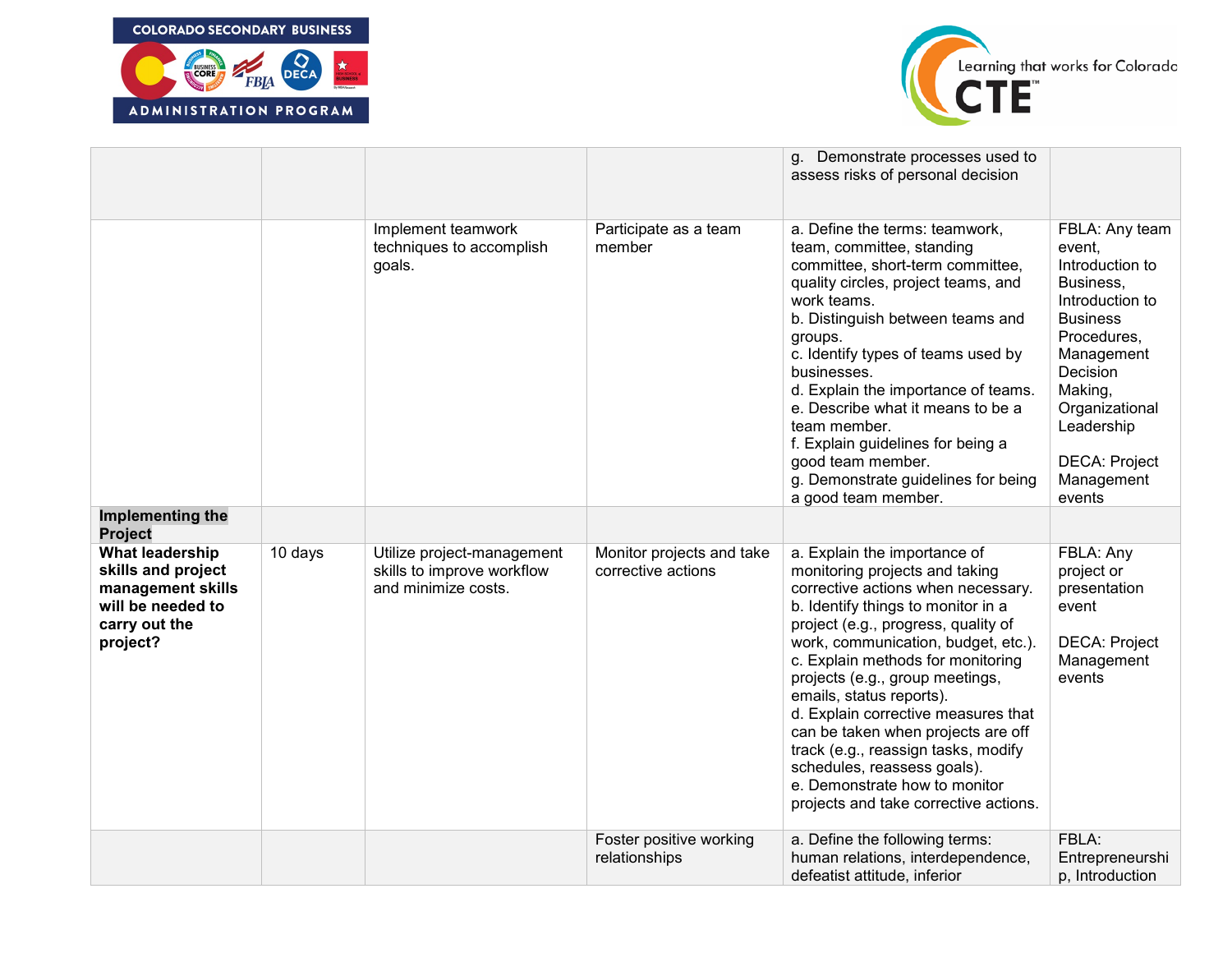| | | | | | |
|---|---|---|---|---|---|
| | | | | g. Demonstrate processes used to assess risks of personal decision | |
| | | Implement teamwork techniques to accomplish goals. | Participate as a team member | a. Define the terms: teamwork, team, committee, standing committee, short-term committee, quality circles, project teams, and work teams.<br>b. Distinguish between teams and groups.<br>c. Identify types of teams used by businesses.<br>d. Explain the importance of teams.<br>e. Describe what it means to be a team member.<br>f. Explain guidelines for being a good team member.<br>g. Demonstrate guidelines for being a good team member. | FBLA: Any team event, Introduction to Business, Introduction to Business Procedures, Management Decision Making, Organizational Leadership<br><br>DECA: Project Management events |
| **Implementing the Project** | | | | | |
| **What leadership skills and project management skills will be needed to carry out the project?** | 10 days | Utilize project-management skills to improve workflow and minimize costs. | Monitor projects and take corrective actions | a. Explain the importance of monitoring projects and taking corrective actions when necessary.<br>b. Identify things to monitor in a project (e.g., progress, quality of work, communication, budget, etc.).<br>c. Explain methods for monitoring projects (e.g., group meetings, emails, status reports).<br>d. Explain corrective measures that can be taken when projects are off track (e.g., reassign tasks, modify schedules, reassess goals).<br>e. Demonstrate how to monitor projects and take corrective actions. | FBLA: Any project or presentation event<br><br>DECA: Project Management events |
| | | | Foster positive working relationships | a. Define the following terms: human relations, interdependence, defeatist attitude, inferior | FBLA: Entrepreneurship, Introduction |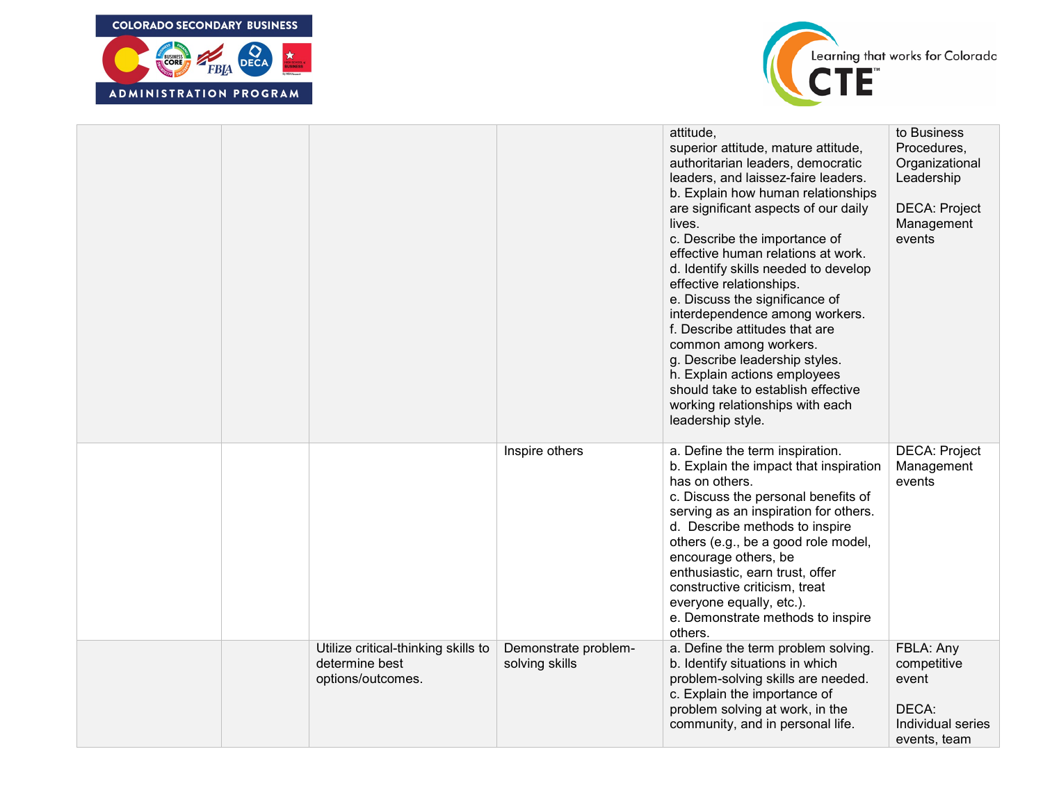| | | | | | |
|---|---|---|---|---|---|
| | | | | attitude,<br>superior attitude, mature attitude, authoritarian leaders, democratic leaders, and laissez-faire leaders.<br>b. Explain how human relationships are significant aspects of our daily lives.<br>c. Describe the importance of effective human relations at work.<br>d. Identify skills needed to develop effective relationships.<br>e. Discuss the significance of interdependence among workers.<br>f. Describe attitudes that are common among workers.<br>g. Describe leadership styles.<br>h. Explain actions employees should take to establish effective working relationships with each leadership style. | to Business Procedures, Organizational Leadership<br><br>DECA: Project Management events |
| | | | Inspire others | a. Define the term inspiration.<br>b. Explain the impact that inspiration has on others.<br>c. Discuss the personal benefits of serving as an inspiration for others.<br>d. Describe methods to inspire others (e.g., be a good role model, encourage others, be enthusiastic, earn trust, offer constructive criticism, treat everyone equally, etc.).<br>e. Demonstrate methods to inspire others. | DECA: Project Management events |
| | | Utilize critical-thinking skills to determine best options/outcomes. | Demonstrate problem-solving skills | a. Define the term problem solving.<br>b. Identify situations in which problem-solving skills are needed.<br>c. Explain the importance of problem solving at work, in the community, and in personal life. | FBLA: Any competitive event<br><br>DECA: Individual series events, team |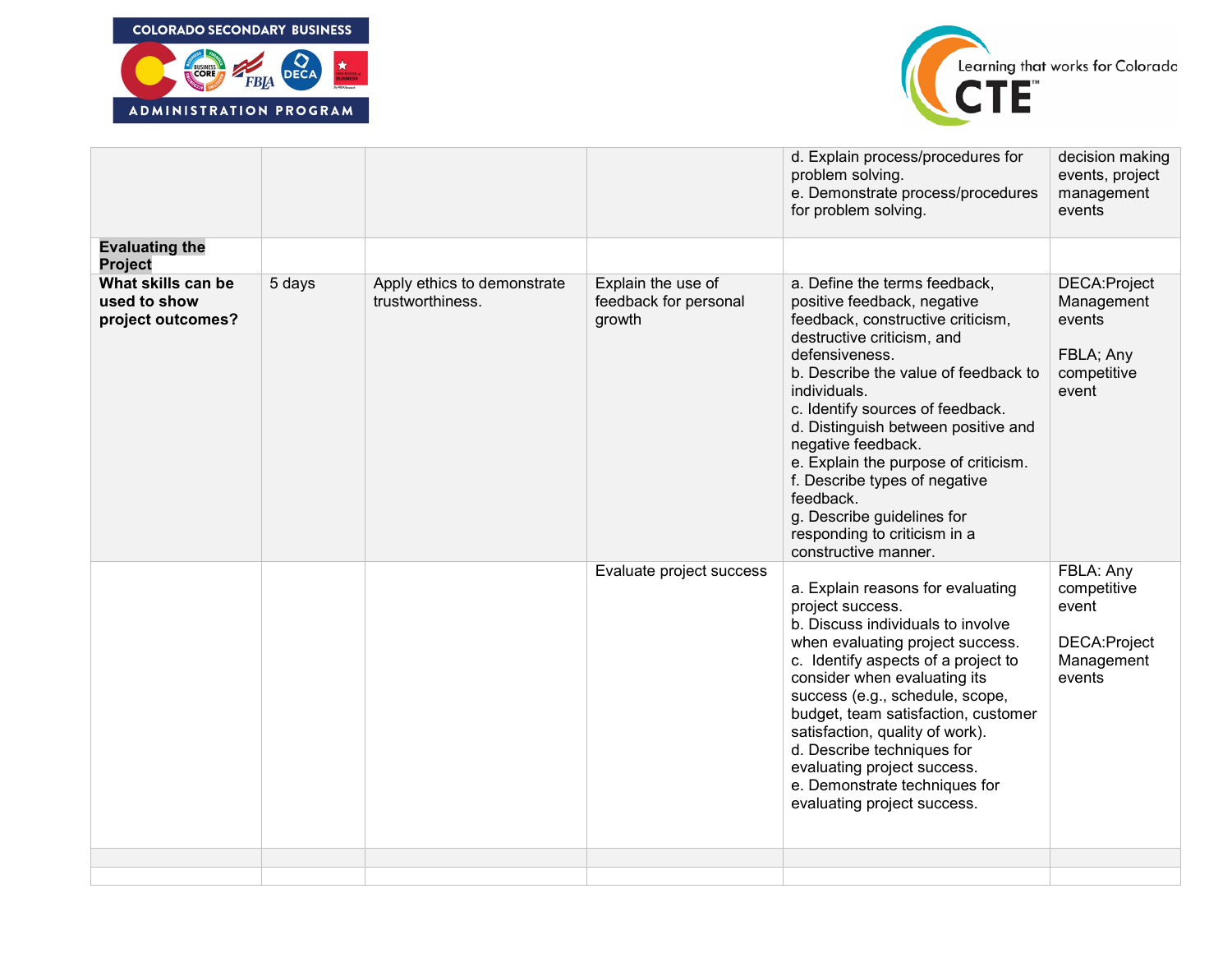| | | | | d. Explain process/procedures for problem solving.<br>e. Demonstrate process/procedures for problem solving. | decision making events, project management events |
|---|---|---|---|---|---|
| **Evaluating the Project** | | | | | |
| **What skills can be used to show project outcomes?** | 5 days | Apply ethics to demonstrate trustworthiness. | Explain the use of feedback for personal growth | a. Define the terms feedback, positive feedback, negative feedback, constructive criticism, destructive criticism, and defensiveness.<br>b. Describe the value of feedback to individuals.<br>c. Identify sources of feedback.<br>d. Distinguish between positive and negative feedback.<br>e. Explain the purpose of criticism.<br>f. Describe types of negative feedback.<br>g. Describe guidelines for responding to criticism in a constructive manner. | DECA:Project Management events<br><br>FBLA; Any competitive event |
| | | | Evaluate project success | a. Explain reasons for evaluating project success.<br>b. Discuss individuals to involve when evaluating project success.<br>c. Identify aspects of a project to consider when evaluating its success (e.g., schedule, scope, budget, team satisfaction, customer satisfaction, quality of work).<br>d. Describe techniques for evaluating project success.<br>e. Demonstrate techniques for evaluating project success. | FBLA: Any competitive event<br><br>DECA:Project Management events |
| | | | | | |
| | | | | | |